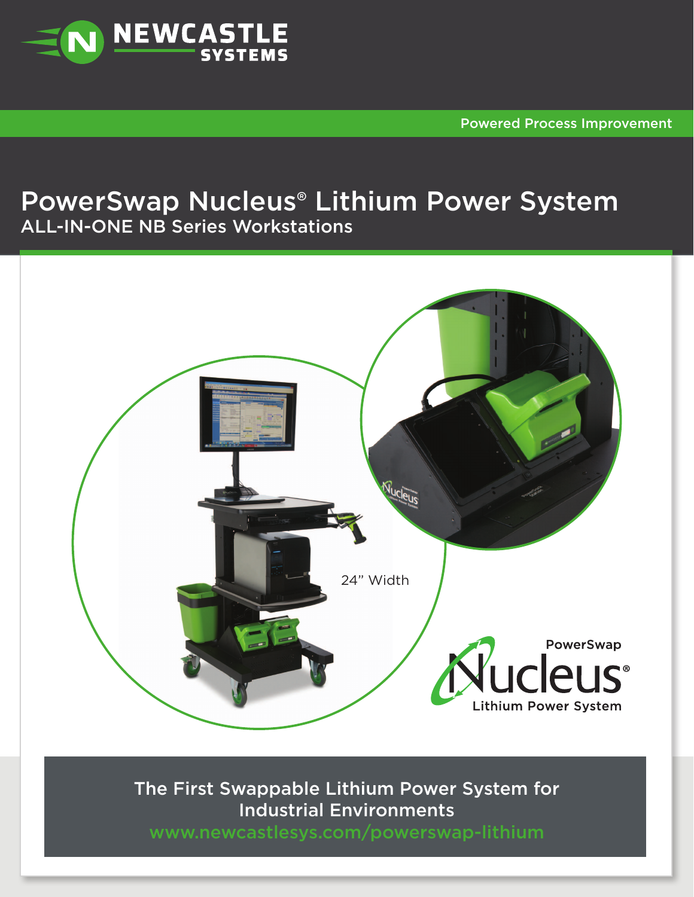NEWCASTLE SYSTEMS

Powered Process Improvement

# PowerSwap Nucleus® Lithium Power System

## ALL-IN-ONE NB Series Workstations

24" Width

PowerSwap Nucleus® Lithium Power System

The First Swappable Lithium Power System for Industrial Environments

www.newcastlesys.com/powerswap-lithium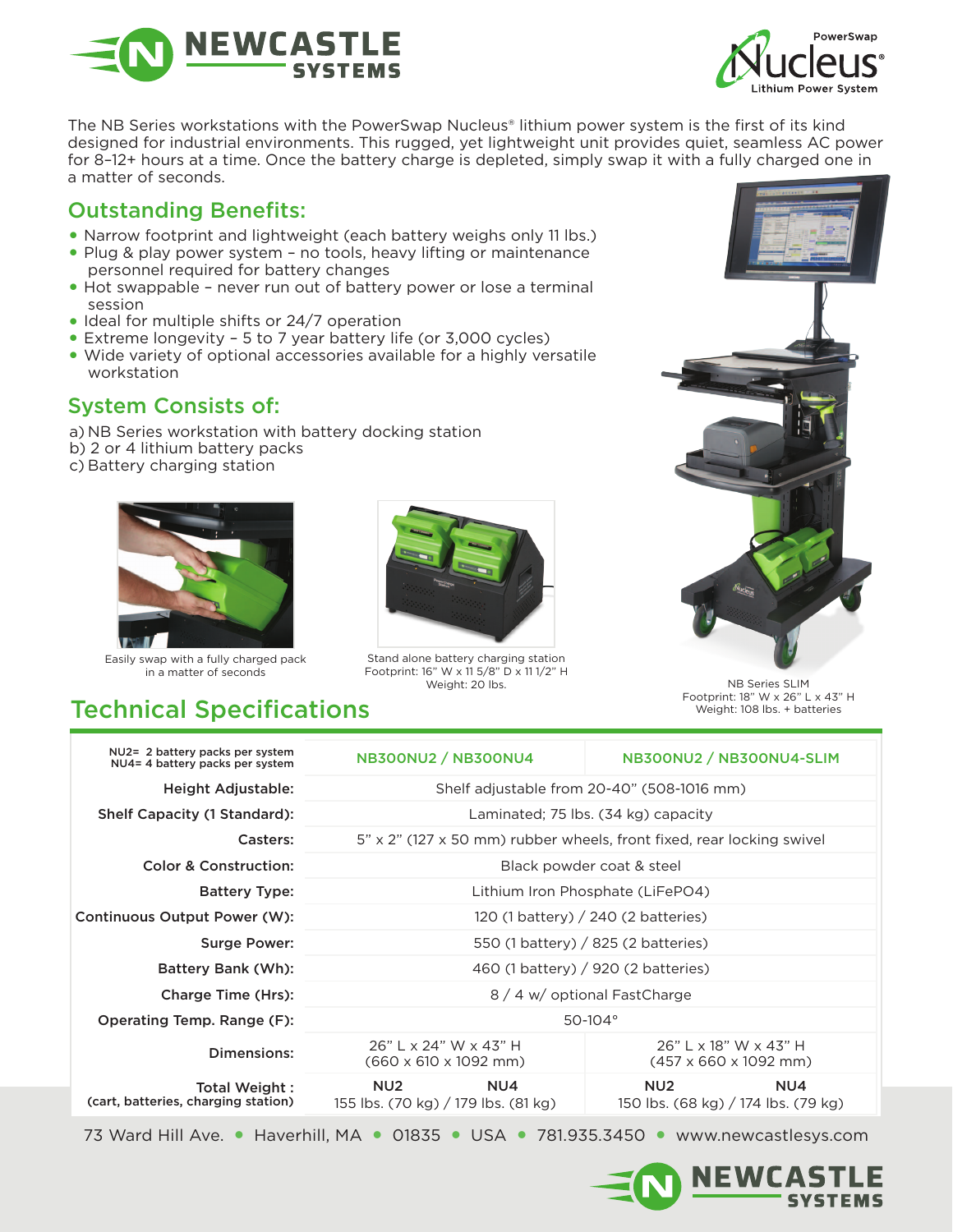The NB Series workstations with the PowerSwap Nucleus® lithium power system is the first of its kind designed for industrial environments. This rugged, yet lightweight unit provides quiet, seamless AC power for 8–12+ hours at a time. Once the battery charge is depleted, simply swap it with a fully charged one in a matter of seconds.

## Outstanding Benefits:

- Narrow footprint and lightweight (each battery weighs only 11 lbs.)
- Plug & play power system – no tools, heavy lifting or maintenance personnel required for battery changes
- Hot swappable – never run out of battery power or lose a terminal session
- Ideal for multiple shifts or 24/7 operation
- Extreme longevity – 5 to 7 year battery life (or 3,000 cycles)
- Wide variety of optional accessories available for a highly versatile workstation

## System Consists of:

a) NB Series workstation with battery docking station
b) 2 or 4 lithium battery packs
c) Battery charging station

Easily swap with a fully charged pack in a matter of seconds

Stand alone battery charging station
Footprint: 16" W x 11 5/8" D x 11 1/2" H
Weight: 20 lbs.

NB Series SLIM
Footprint: 18" W x 26" L x 43" H
Weight: 108 lbs. + batteries

## Technical Specifications

| NU2= 2 battery packs per system<br>NU4= 4 battery packs per system | NB300NU2 / NB300NU4 | NB300NU2 / NB300NU4-SLIM |
|---|---|---|
| Height Adjustable: | Shelf adjustable from 20-40" (508-1016 mm) | |
| Shelf Capacity (1 Standard): | Laminated; 75 lbs. (34 kg) capacity | |
| Casters: | 5" x 2" (127 x 50 mm) rubber wheels, front fixed, rear locking swivel | |
| Color & Construction: | Black powder coat & steel | |
| Battery Type: | Lithium Iron Phosphate (LiFePO4) | |
| Continuous Output Power (W): | 120 (1 battery) / 240 (2 batteries) | |
| Surge Power: | 550 (1 battery) / 825 (2 batteries) | |
| Battery Bank (Wh): | 460 (1 battery) / 920 (2 batteries) | |
| Charge Time (Hrs): | 8 / 4 w/ optional FastCharge | |
| Operating Temp. Range (F): | 50-104° | |
| Dimensions: | 26" L x 24" W x 43" H<br>(660 x 610 x 1092 mm) | 26" L x 18" W x 43" H<br>(457 x 660 x 1092 mm) |
| Total Weight :<br>(cart, batteries, charging station) | NU2 / NU4<br>155 lbs. (70 kg) / 179 lbs. (81 kg) | NU2 / NU4<br>150 lbs. (68 kg) / 174 lbs. (79 kg) |

73 Ward Hill Ave. • Haverhill, MA • 01835 • USA • 781.935.3450 • www.newcastlesys.com